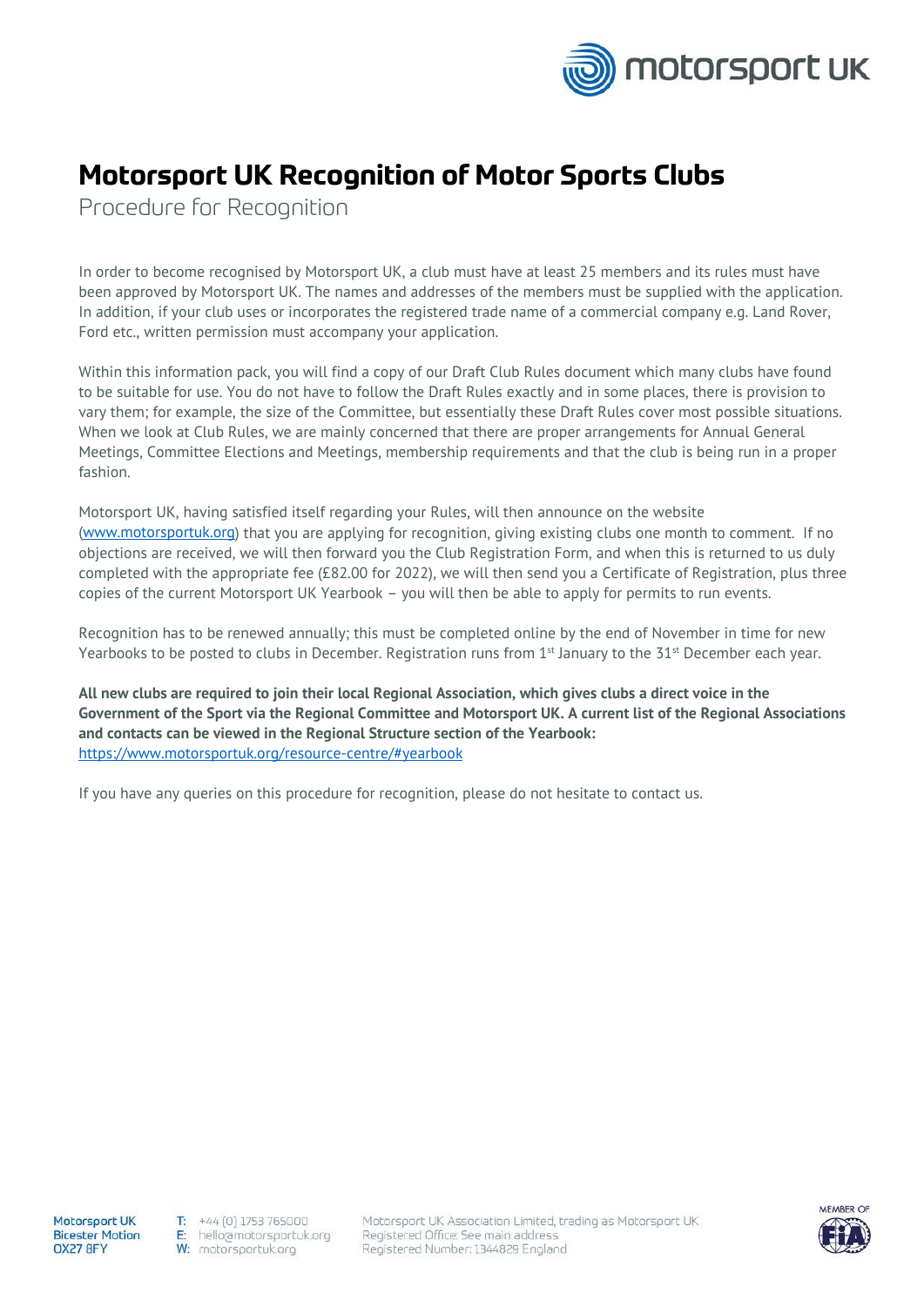# Motorsport UK Recognition of Motor Sports Clubs

Procedure for Recognition

In order to become recognised by Motorsport UK, a club must have at least 25 members and its rules must have been approved by Motorsport UK. The names and addresses of the members must be supplied with the application. In addition, if your club uses or incorporates the registered trade name of a commercial company e.g. Land Rover, Ford etc., written permission must accompany your application.

Within this information pack, you will find a copy of our Draft Club Rules document which many clubs have found to be suitable for use. You do not have to follow the Draft Rules exactly and in some places, there is provision to vary them; for example, the size of the Committee, but essentially these Draft Rules cover most possible situations. When we look at Club Rules, we are mainly concerned that there are proper arrangements for Annual General Meetings, Committee Elections and Meetings, membership requirements and that the club is being run in a proper fashion.

Motorsport UK, having satisfied itself regarding your Rules, will then announce on the website (www.motorsportuk.org) that you are applying for recognition, giving existing clubs one month to comment. If no objections are received, we will then forward you the Club Registration Form, and when this is returned to us duly completed with the appropriate fee (£82.00 for 2022), we will then send you a Certificate of Registration, plus three copies of the current Motorsport UK Yearbook – you will then be able to apply for permits to run events.

Recognition has to be renewed annually; this must be completed online by the end of November in time for new Yearbooks to be posted to clubs in December. Registration runs from 1st January to the 31st December each year.

**All new clubs are required to join their local Regional Association, which gives clubs a direct voice in the Government of the Sport via the Regional Committee and Motorsport UK. A current list of the Regional Associations and contacts can be viewed in the Regional Structure section of the Yearbook:**
https://www.motorsportuk.org/resource-centre/#yearbook

If you have any queries on this procedure for recognition, please do not hesitate to contact us.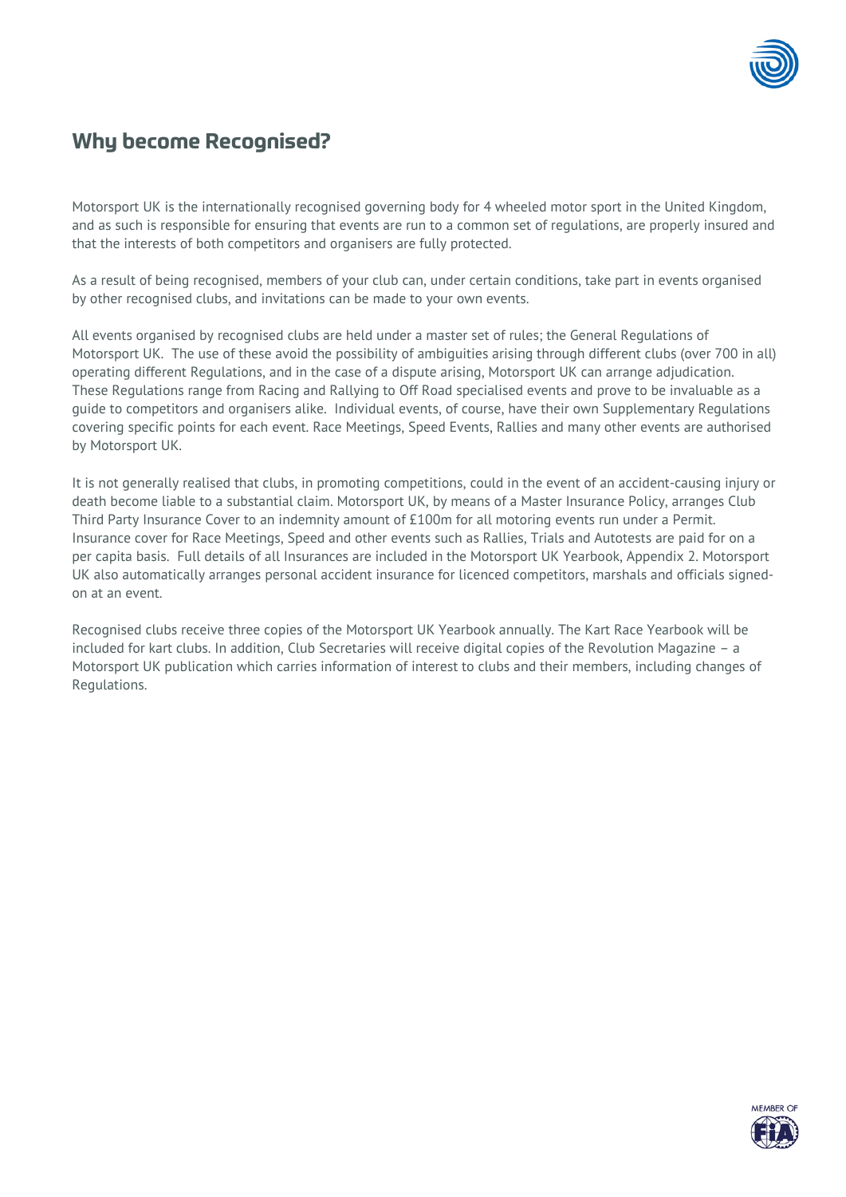## Why become Recognised?

Motorsport UK is the internationally recognised governing body for 4 wheeled motor sport in the United Kingdom, and as such is responsible for ensuring that events are run to a common set of regulations, are properly insured and that the interests of both competitors and organisers are fully protected.

As a result of being recognised, members of your club can, under certain conditions, take part in events organised by other recognised clubs, and invitations can be made to your own events.

All events organised by recognised clubs are held under a master set of rules; the General Regulations of Motorsport UK. The use of these avoid the possibility of ambiguities arising through different clubs (over 700 in all) operating different Regulations, and in the case of a dispute arising, Motorsport UK can arrange adjudication. These Regulations range from Racing and Rallying to Off Road specialised events and prove to be invaluable as a guide to competitors and organisers alike. Individual events, of course, have their own Supplementary Regulations covering specific points for each event. Race Meetings, Speed Events, Rallies and many other events are authorised by Motorsport UK.

It is not generally realised that clubs, in promoting competitions, could in the event of an accident-causing injury or death become liable to a substantial claim. Motorsport UK, by means of a Master Insurance Policy, arranges Club Third Party Insurance Cover to an indemnity amount of £100m for all motoring events run under a Permit. Insurance cover for Race Meetings, Speed and other events such as Rallies, Trials and Autotests are paid for on a per capita basis. Full details of all Insurances are included in the Motorsport UK Yearbook, Appendix 2. Motorsport UK also automatically arranges personal accident insurance for licenced competitors, marshals and officials signed-on at an event.

Recognised clubs receive three copies of the Motorsport UK Yearbook annually. The Kart Race Yearbook will be included for kart clubs. In addition, Club Secretaries will receive digital copies of the Revolution Magazine – a Motorsport UK publication which carries information of interest to clubs and their members, including changes of Regulations.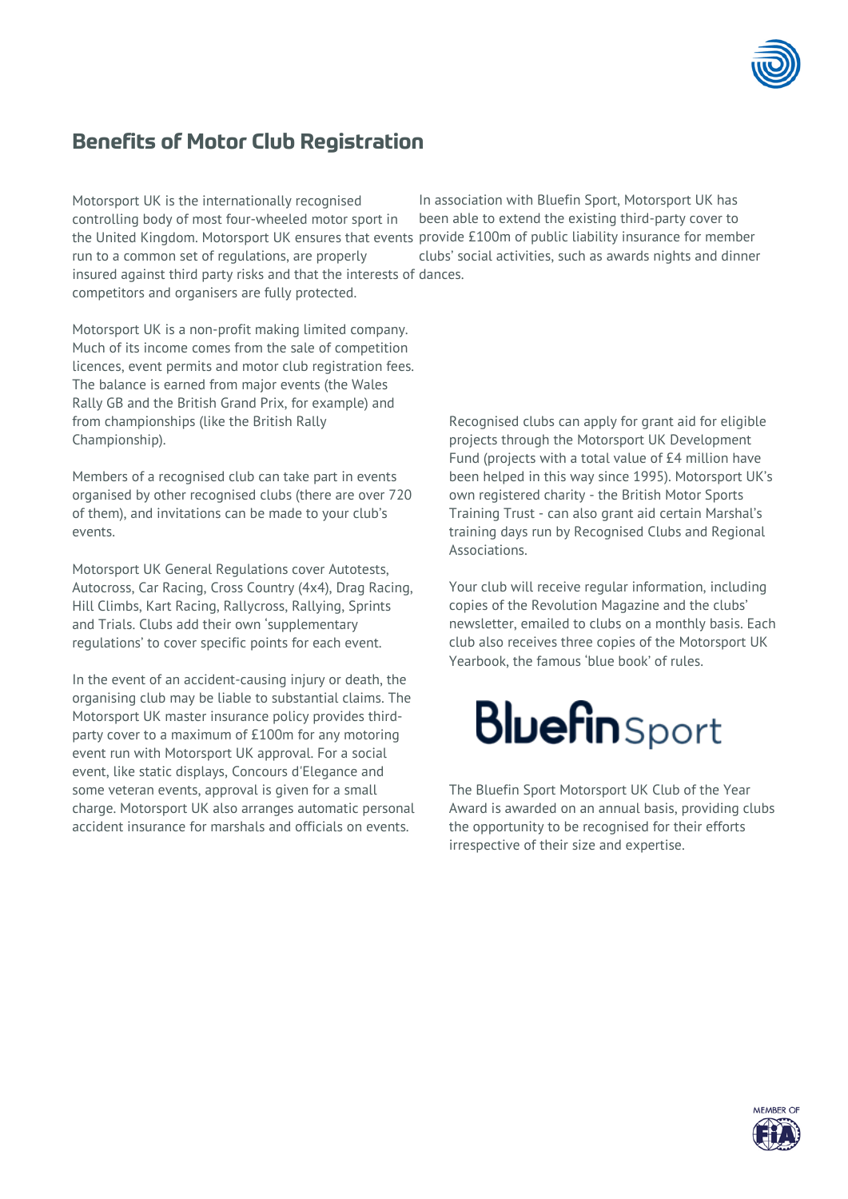## Benefits of Motor Club Registration

Motorsport UK is the internationally recognised controlling body of most four-wheeled motor sport in the United Kingdom. Motorsport UK ensures that events run to a common set of regulations, are properly insured against third party risks and that the interests of competitors and organisers are fully protected.

Motorsport UK is a non-profit making limited company. Much of its income comes from the sale of competition licences, event permits and motor club registration fees. The balance is earned from major events (the Wales Rally GB and the British Grand Prix, for example) and from championships (like the British Rally Championship).

Members of a recognised club can take part in events organised by other recognised clubs (there are over 720 of them), and invitations can be made to your club's events.

Motorsport UK General Regulations cover Autotests, Autocross, Car Racing, Cross Country (4x4), Drag Racing, Hill Climbs, Kart Racing, Rallycross, Rallying, Sprints and Trials. Clubs add their own 'supplementary regulations' to cover specific points for each event.

In the event of an accident-causing injury or death, the organising club may be liable to substantial claims. The Motorsport UK master insurance policy provides third-party cover to a maximum of £100m for any motoring event run with Motorsport UK approval. For a social event, like static displays, Concours d'Elegance and some veteran events, approval is given for a small charge. Motorsport UK also arranges automatic personal accident insurance for marshals and officials on events.

In association with Bluefin Sport, Motorsport UK has been able to extend the existing third-party cover to provide £100m of public liability insurance for member clubs' social activities, such as awards nights and dinner dances.

Recognised clubs can apply for grant aid for eligible projects through the Motorsport UK Development Fund (projects with a total value of £4 million have been helped in this way since 1995). Motorsport UK's own registered charity - the British Motor Sports Training Trust - can also grant aid certain Marshal's training days run by Recognised Clubs and Regional Associations.

Your club will receive regular information, including copies of the Revolution Magazine and the clubs' newsletter, emailed to clubs on a monthly basis. Each club also receives three copies of the Motorsport UK Yearbook, the famous 'blue book' of rules.

Bluefin Sport

The Bluefin Sport Motorsport UK Club of the Year Award is awarded on an annual basis, providing clubs the opportunity to be recognised for their efforts irrespective of their size and expertise.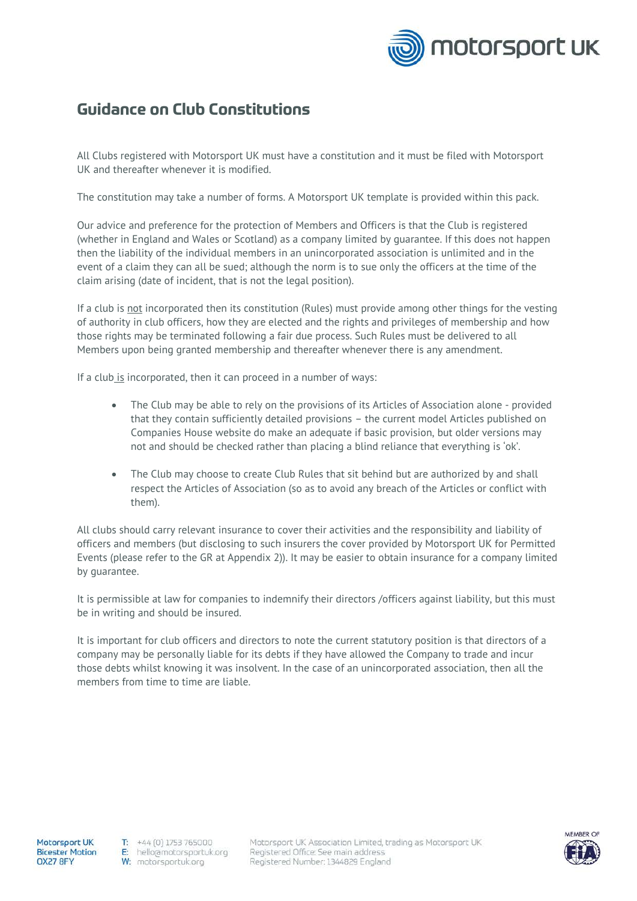# Guidance on Club Constitutions

All Clubs registered with Motorsport UK must have a constitution and it must be filed with Motorsport UK and thereafter whenever it is modified.

The constitution may take a number of forms. A Motorsport UK template is provided within this pack.

Our advice and preference for the protection of Members and Officers is that the Club is registered (whether in England and Wales or Scotland) as a company limited by guarantee. If this does not happen then the liability of the individual members in an unincorporated association is unlimited and in the event of a claim they can all be sued; although the norm is to sue only the officers at the time of the claim arising (date of incident, that is not the legal position).

If a club is <u>not</u> incorporated then its constitution (Rules) must provide among other things for the vesting of authority in club officers, how they are elected and the rights and privileges of membership and how those rights may be terminated following a fair due process. Such Rules must be delivered to all Members upon being granted membership and thereafter whenever there is any amendment.

If a club <u>is</u> incorporated, then it can proceed in a number of ways:

- The Club may be able to rely on the provisions of its Articles of Association alone - provided that they contain sufficiently detailed provisions – the current model Articles published on Companies House website do make an adequate if basic provision, but older versions may not and should be checked rather than placing a blind reliance that everything is 'ok'.
- The Club may choose to create Club Rules that sit behind but are authorized by and shall respect the Articles of Association (so as to avoid any breach of the Articles or conflict with them).

All clubs should carry relevant insurance to cover their activities and the responsibility and liability of officers and members (but disclosing to such insurers the cover provided by Motorsport UK for Permitted Events (please refer to the GR at Appendix 2)). It may be easier to obtain insurance for a company limited by guarantee.

It is permissible at law for companies to indemnify their directors /officers against liability, but this must be in writing and should be insured.

It is important for club officers and directors to note the current statutory position is that directors of a company may be personally liable for its debts if they have allowed the Company to trade and incur those debts whilst knowing it was insolvent. In the case of an unincorporated association, then all the members from time to time are liable.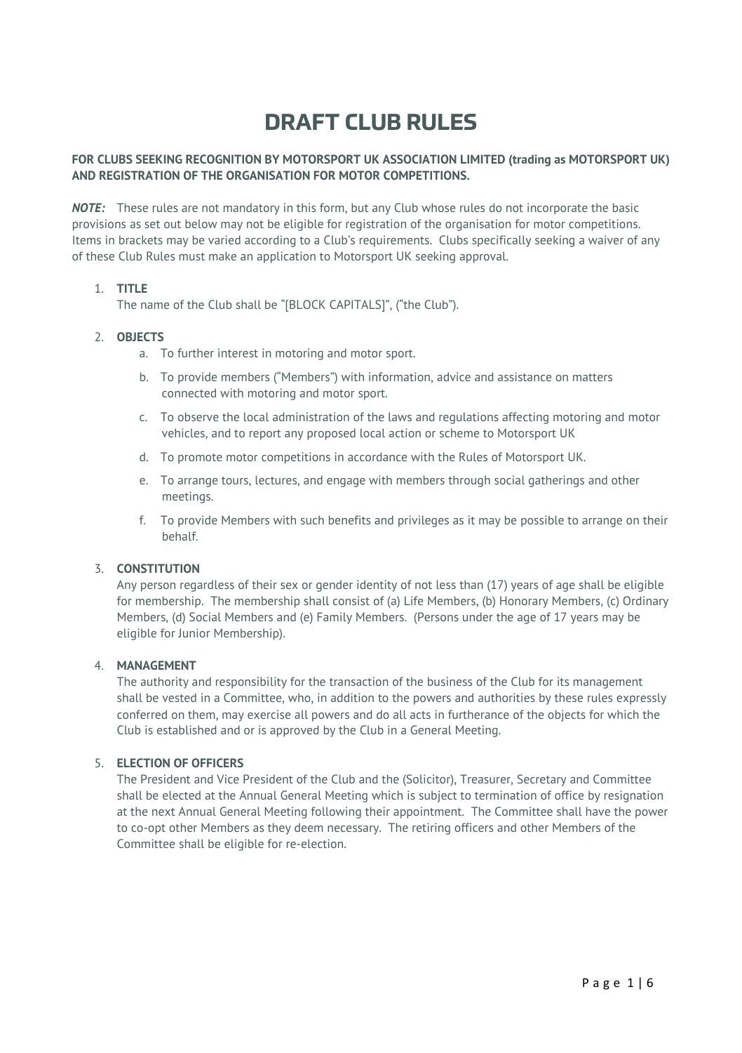# DRAFT CLUB RULES

**FOR CLUBS SEEKING RECOGNITION BY MOTORSPORT UK ASSOCIATION LIMITED (trading as MOTORSPORT UK) AND REGISTRATION OF THE ORGANISATION FOR MOTOR COMPETITIONS.**

***NOTE:*** These rules are not mandatory in this form, but any Club whose rules do not incorporate the basic provisions as set out below may not be eligible for registration of the organisation for motor competitions. Items in brackets may be varied according to a Club's requirements. Clubs specifically seeking a waiver of any of these Club Rules must make an application to Motorsport UK seeking approval.

1. **TITLE**
   The name of the Club shall be "[BLOCK CAPITALS]", ("the Club").

2. **OBJECTS**
   a. To further interest in motoring and motor sport.
   b. To provide members ("Members") with information, advice and assistance on matters connected with motoring and motor sport.
   c. To observe the local administration of the laws and regulations affecting motoring and motor vehicles, and to report any proposed local action or scheme to Motorsport UK
   d. To promote motor competitions in accordance with the Rules of Motorsport UK.
   e. To arrange tours, lectures, and engage with members through social gatherings and other meetings.
   f. To provide Members with such benefits and privileges as it may be possible to arrange on their behalf.

3. **CONSTITUTION**
   Any person regardless of their sex or gender identity of not less than (17) years of age shall be eligible for membership. The membership shall consist of (a) Life Members, (b) Honorary Members, (c) Ordinary Members, (d) Social Members and (e) Family Members. (Persons under the age of 17 years may be eligible for Junior Membership).

4. **MANAGEMENT**
   The authority and responsibility for the transaction of the business of the Club for its management shall be vested in a Committee, who, in addition to the powers and authorities by these rules expressly conferred on them, may exercise all powers and do all acts in furtherance of the objects for which the Club is established and or is approved by the Club in a General Meeting.

5. **ELECTION OF OFFICERS**
   The President and Vice President of the Club and the (Solicitor), Treasurer, Secretary and Committee shall be elected at the Annual General Meeting which is subject to termination of office by resignation at the next Annual General Meeting following their appointment. The Committee shall have the power to co-opt other Members as they deem necessary. The retiring officers and other Members of the Committee shall be eligible for re-election.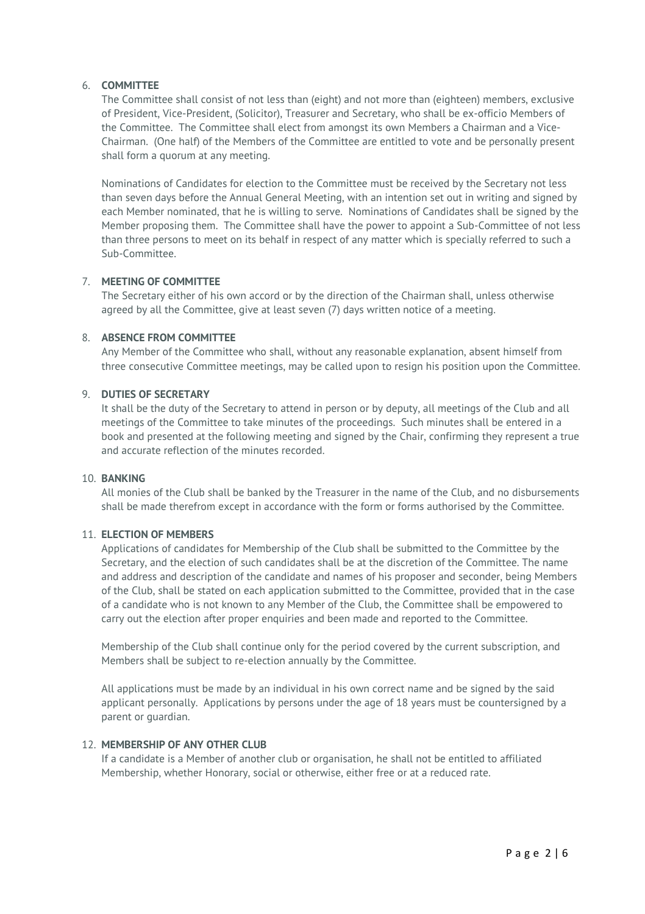6. **COMMITTEE**

   The Committee shall consist of not less than (eight) and not more than (eighteen) members, exclusive of President, Vice-President, (Solicitor), Treasurer and Secretary, who shall be ex-officio Members of the Committee. The Committee shall elect from amongst its own Members a Chairman and a Vice-Chairman. (One half) of the Members of the Committee are entitled to vote and be personally present shall form a quorum at any meeting.

   Nominations of Candidates for election to the Committee must be received by the Secretary not less than seven days before the Annual General Meeting, with an intention set out in writing and signed by each Member nominated, that he is willing to serve. Nominations of Candidates shall be signed by the Member proposing them. The Committee shall have the power to appoint a Sub-Committee of not less than three persons to meet on its behalf in respect of any matter which is specially referred to such a Sub-Committee.

7. **MEETING OF COMMITTEE**

   The Secretary either of his own accord or by the direction of the Chairman shall, unless otherwise agreed by all the Committee, give at least seven (7) days written notice of a meeting.

8. **ABSENCE FROM COMMITTEE**

   Any Member of the Committee who shall, without any reasonable explanation, absent himself from three consecutive Committee meetings, may be called upon to resign his position upon the Committee.

9. **DUTIES OF SECRETARY**

   It shall be the duty of the Secretary to attend in person or by deputy, all meetings of the Club and all meetings of the Committee to take minutes of the proceedings. Such minutes shall be entered in a book and presented at the following meeting and signed by the Chair, confirming they represent a true and accurate reflection of the minutes recorded.

10. **BANKING**

    All monies of the Club shall be banked by the Treasurer in the name of the Club, and no disbursements shall be made therefrom except in accordance with the form or forms authorised by the Committee.

11. **ELECTION OF MEMBERS**

    Applications of candidates for Membership of the Club shall be submitted to the Committee by the Secretary, and the election of such candidates shall be at the discretion of the Committee. The name and address and description of the candidate and names of his proposer and seconder, being Members of the Club, shall be stated on each application submitted to the Committee, provided that in the case of a candidate who is not known to any Member of the Club, the Committee shall be empowered to carry out the election after proper enquiries and been made and reported to the Committee.

    Membership of the Club shall continue only for the period covered by the current subscription, and Members shall be subject to re-election annually by the Committee.

    All applications must be made by an individual in his own correct name and be signed by the said applicant personally. Applications by persons under the age of 18 years must be countersigned by a parent or guardian.

12. **MEMBERSHIP OF ANY OTHER CLUB**

    If a candidate is a Member of another club or organisation, he shall not be entitled to affiliated Membership, whether Honorary, social or otherwise, either free or at a reduced rate.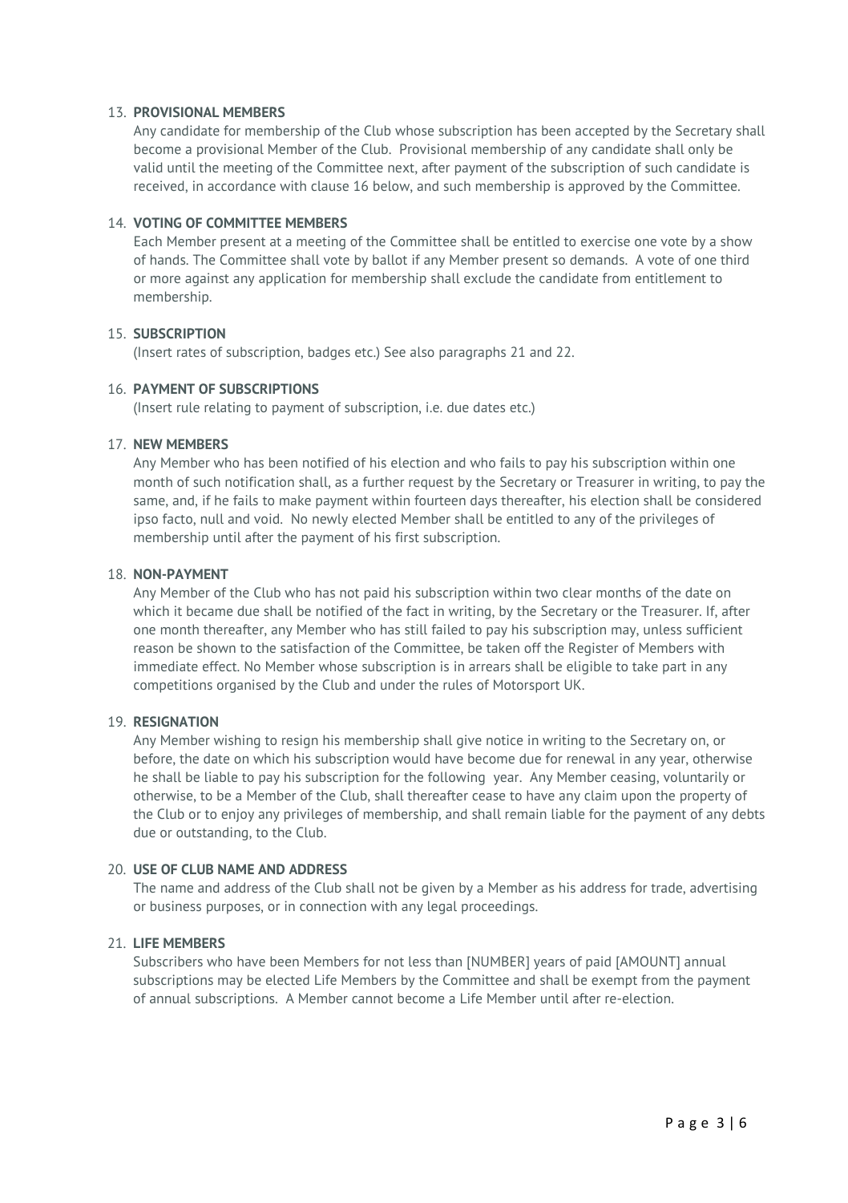13. **PROVISIONAL MEMBERS**
    Any candidate for membership of the Club whose subscription has been accepted by the Secretary shall become a provisional Member of the Club. Provisional membership of any candidate shall only be valid until the meeting of the Committee next, after payment of the subscription of such candidate is received, in accordance with clause 16 below, and such membership is approved by the Committee.

14. **VOTING OF COMMITTEE MEMBERS**
    Each Member present at a meeting of the Committee shall be entitled to exercise one vote by a show of hands. The Committee shall vote by ballot if any Member present so demands. A vote of one third or more against any application for membership shall exclude the candidate from entitlement to membership.

15. **SUBSCRIPTION**
    (Insert rates of subscription, badges etc.) See also paragraphs 21 and 22.

16. **PAYMENT OF SUBSCRIPTIONS**
    (Insert rule relating to payment of subscription, i.e. due dates etc.)

17. **NEW MEMBERS**
    Any Member who has been notified of his election and who fails to pay his subscription within one month of such notification shall, as a further request by the Secretary or Treasurer in writing, to pay the same, and, if he fails to make payment within fourteen days thereafter, his election shall be considered ipso facto, null and void. No newly elected Member shall be entitled to any of the privileges of membership until after the payment of his first subscription.

18. **NON-PAYMENT**
    Any Member of the Club who has not paid his subscription within two clear months of the date on which it became due shall be notified of the fact in writing, by the Secretary or the Treasurer. If, after one month thereafter, any Member who has still failed to pay his subscription may, unless sufficient reason be shown to the satisfaction of the Committee, be taken off the Register of Members with immediate effect. No Member whose subscription is in arrears shall be eligible to take part in any competitions organised by the Club and under the rules of Motorsport UK.

19. **RESIGNATION**
    Any Member wishing to resign his membership shall give notice in writing to the Secretary on, or before, the date on which his subscription would have become due for renewal in any year, otherwise he shall be liable to pay his subscription for the following year. Any Member ceasing, voluntarily or otherwise, to be a Member of the Club, shall thereafter cease to have any claim upon the property of the Club or to enjoy any privileges of membership, and shall remain liable for the payment of any debts due or outstanding, to the Club.

20. **USE OF CLUB NAME AND ADDRESS**
    The name and address of the Club shall not be given by a Member as his address for trade, advertising or business purposes, or in connection with any legal proceedings.

21. **LIFE MEMBERS**
    Subscribers who have been Members for not less than [NUMBER] years of paid [AMOUNT] annual subscriptions may be elected Life Members by the Committee and shall be exempt from the payment of annual subscriptions. A Member cannot become a Life Member until after re-election.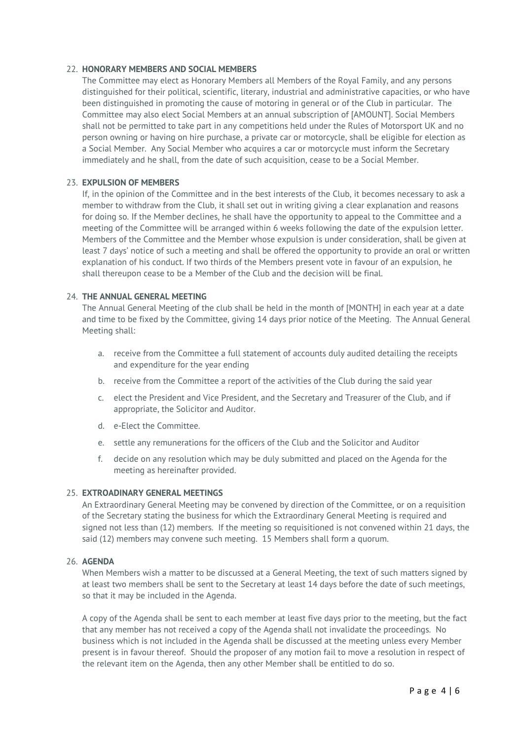22. **HONORARY MEMBERS AND SOCIAL MEMBERS**

The Committee may elect as Honorary Members all Members of the Royal Family, and any persons distinguished for their political, scientific, literary, industrial and administrative capacities, or who have been distinguished in promoting the cause of motoring in general or of the Club in particular. The Committee may also elect Social Members at an annual subscription of [AMOUNT]. Social Members shall not be permitted to take part in any competitions held under the Rules of Motorsport UK and no person owning or having on hire purchase, a private car or motorcycle, shall be eligible for election as a Social Member. Any Social Member who acquires a car or motorcycle must inform the Secretary immediately and he shall, from the date of such acquisition, cease to be a Social Member.

23. **EXPULSION OF MEMBERS**

If, in the opinion of the Committee and in the best interests of the Club, it becomes necessary to ask a member to withdraw from the Club, it shall set out in writing giving a clear explanation and reasons for doing so. If the Member declines, he shall have the opportunity to appeal to the Committee and a meeting of the Committee will be arranged within 6 weeks following the date of the expulsion letter. Members of the Committee and the Member whose expulsion is under consideration, shall be given at least 7 days' notice of such a meeting and shall be offered the opportunity to provide an oral or written explanation of his conduct. If two thirds of the Members present vote in favour of an expulsion, he shall thereupon cease to be a Member of the Club and the decision will be final.

24. **THE ANNUAL GENERAL MEETING**

The Annual General Meeting of the club shall be held in the month of [MONTH] in each year at a date and time to be fixed by the Committee, giving 14 days prior notice of the Meeting. The Annual General Meeting shall:

   a. receive from the Committee a full statement of accounts duly audited detailing the receipts and expenditure for the year ending

   b. receive from the Committee a report of the activities of the Club during the said year

   c. elect the President and Vice President, and the Secretary and Treasurer of the Club, and if appropriate, the Solicitor and Auditor.

   d. e-Elect the Committee.

   e. settle any remunerations for the officers of the Club and the Solicitor and Auditor

   f. decide on any resolution which may be duly submitted and placed on the Agenda for the meeting as hereinafter provided.

25. **EXTROADINARY GENERAL MEETINGS**

An Extraordinary General Meeting may be convened by direction of the Committee, or on a requisition of the Secretary stating the business for which the Extraordinary General Meeting is required and signed not less than (12) members. If the meeting so requisitioned is not convened within 21 days, the said (12) members may convene such meeting. 15 Members shall form a quorum.

26. **AGENDA**

When Members wish a matter to be discussed at a General Meeting, the text of such matters signed by at least two members shall be sent to the Secretary at least 14 days before the date of such meetings, so that it may be included in the Agenda.

A copy of the Agenda shall be sent to each member at least five days prior to the meeting, but the fact that any member has not received a copy of the Agenda shall not invalidate the proceedings. No business which is not included in the Agenda shall be discussed at the meeting unless every Member present is in favour thereof. Should the proposer of any motion fail to move a resolution in respect of the relevant item on the Agenda, then any other Member shall be entitled to do so.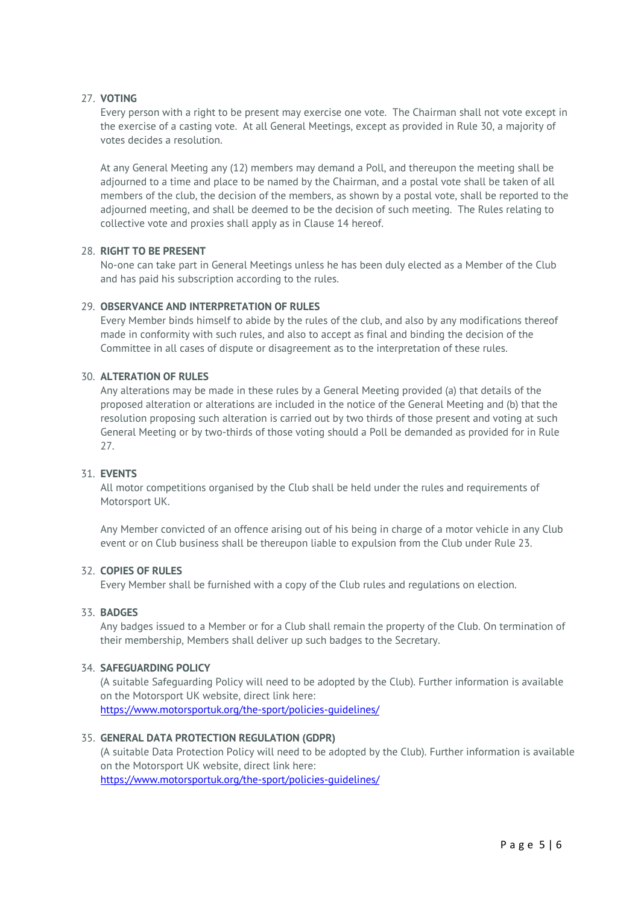27. **VOTING**

    Every person with a right to be present may exercise one vote. The Chairman shall not vote except in the exercise of a casting vote. At all General Meetings, except as provided in Rule 30, a majority of votes decides a resolution.

    At any General Meeting any (12) members may demand a Poll, and thereupon the meeting shall be adjourned to a time and place to be named by the Chairman, and a postal vote shall be taken of all members of the club, the decision of the members, as shown by a postal vote, shall be reported to the adjourned meeting, and shall be deemed to be the decision of such meeting. The Rules relating to collective vote and proxies shall apply as in Clause 14 hereof.

28. **RIGHT TO BE PRESENT**

    No-one can take part in General Meetings unless he has been duly elected as a Member of the Club and has paid his subscription according to the rules.

29. **OBSERVANCE AND INTERPRETATION OF RULES**

    Every Member binds himself to abide by the rules of the club, and also by any modifications thereof made in conformity with such rules, and also to accept as final and binding the decision of the Committee in all cases of dispute or disagreement as to the interpretation of these rules.

30. **ALTERATION OF RULES**

    Any alterations may be made in these rules by a General Meeting provided (a) that details of the proposed alteration or alterations are included in the notice of the General Meeting and (b) that the resolution proposing such alteration is carried out by two thirds of those present and voting at such General Meeting or by two-thirds of those voting should a Poll be demanded as provided for in Rule 27.

31. **EVENTS**

    All motor competitions organised by the Club shall be held under the rules and requirements of Motorsport UK.

    Any Member convicted of an offence arising out of his being in charge of a motor vehicle in any Club event or on Club business shall be thereupon liable to expulsion from the Club under Rule 23.

32. **COPIES OF RULES**

    Every Member shall be furnished with a copy of the Club rules and regulations on election.

33. **BADGES**

    Any badges issued to a Member or for a Club shall remain the property of the Club. On termination of their membership, Members shall deliver up such badges to the Secretary.

34. **SAFEGUARDING POLICY**

    (A suitable Safeguarding Policy will need to be adopted by the Club). Further information is available on the Motorsport UK website, direct link here:
    https://www.motorsportuk.org/the-sport/policies-guidelines/

35. **GENERAL DATA PROTECTION REGULATION (GDPR)**

    (A suitable Data Protection Policy will need to be adopted by the Club). Further information is available on the Motorsport UK website, direct link here:
    https://www.motorsportuk.org/the-sport/policies-guidelines/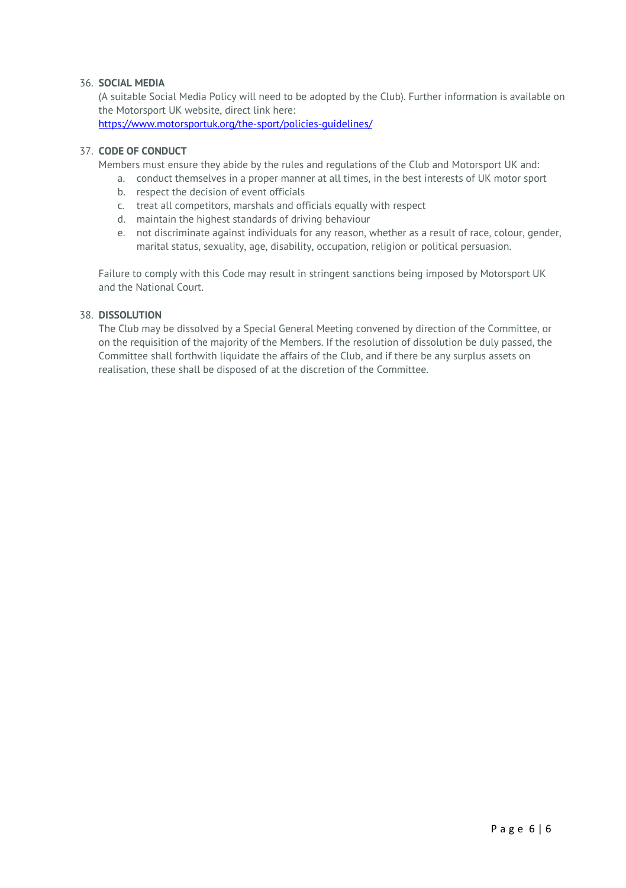36. **SOCIAL MEDIA**

    (A suitable Social Media Policy will need to be adopted by the Club). Further information is available on the Motorsport UK website, direct link here: [https://www.motorsportuk.org/the-sport/policies-guidelines/](https://www.motorsportuk.org/the-sport/policies-guidelines/)

37. **CODE OF CONDUCT**

    Members must ensure they abide by the rules and regulations of the Club and Motorsport UK and:

    a. conduct themselves in a proper manner at all times, in the best interests of UK motor sport
    b. respect the decision of event officials
    c. treat all competitors, marshals and officials equally with respect
    d. maintain the highest standards of driving behaviour
    e. not discriminate against individuals for any reason, whether as a result of race, colour, gender, marital status, sexuality, age, disability, occupation, religion or political persuasion.

    Failure to comply with this Code may result in stringent sanctions being imposed by Motorsport UK and the National Court.

38. **DISSOLUTION**

    The Club may be dissolved by a Special General Meeting convened by direction of the Committee, or on the requisition of the majority of the Members. If the resolution of dissolution be duly passed, the Committee shall forthwith liquidate the affairs of the Club, and if there be any surplus assets on realisation, these shall be disposed of at the discretion of the Committee.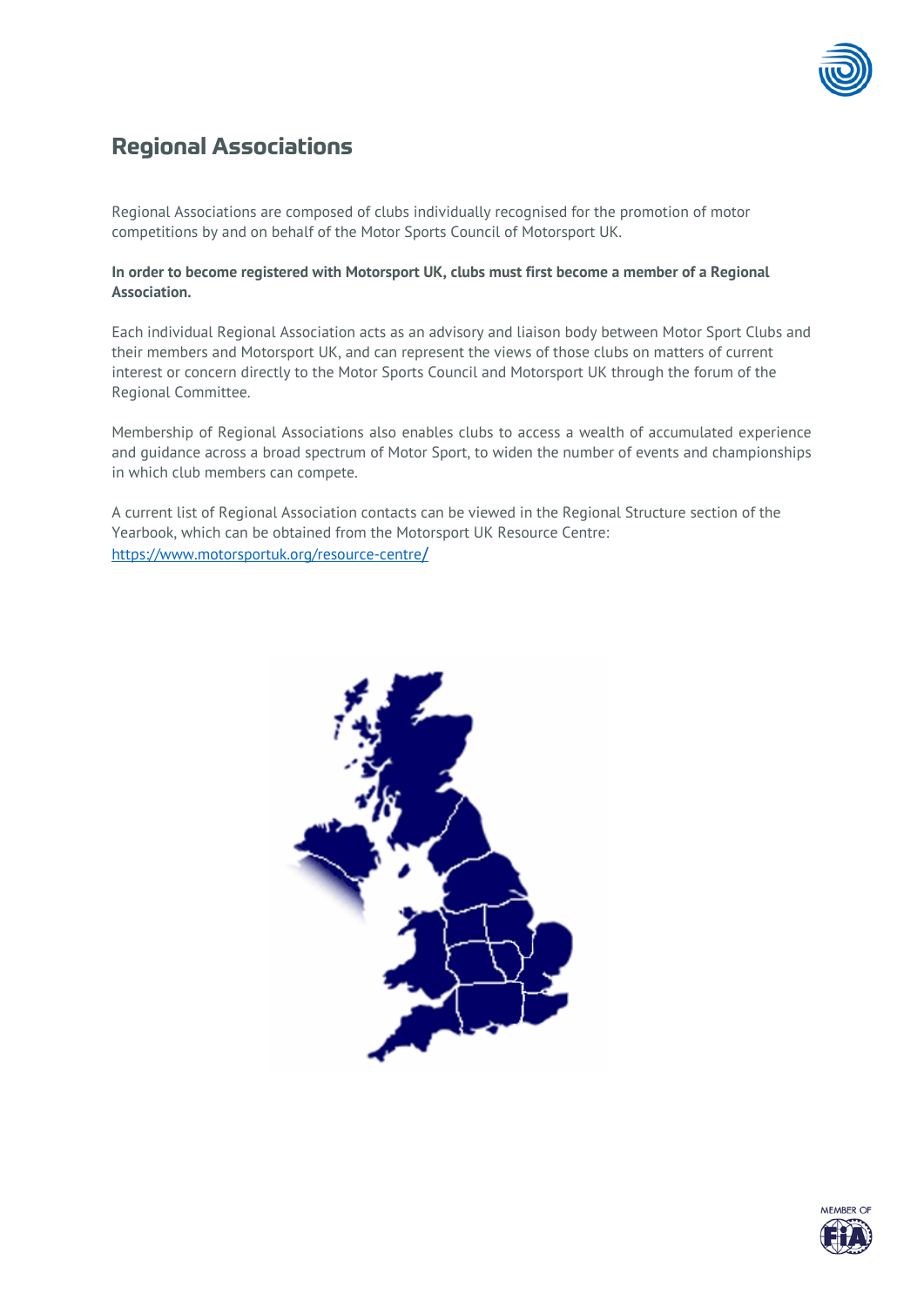## Regional Associations

Regional Associations are composed of clubs individually recognised for the promotion of motor competitions by and on behalf of the Motor Sports Council of Motorsport UK.

**In order to become registered with Motorsport UK, clubs must first become a member of a Regional Association.**

Each individual Regional Association acts as an advisory and liaison body between Motor Sport Clubs and their members and Motorsport UK, and can represent the views of those clubs on matters of current interest or concern directly to the Motor Sports Council and Motorsport UK through the forum of the Regional Committee.

Membership of Regional Associations also enables clubs to access a wealth of accumulated experience and guidance across a broad spectrum of Motor Sport, to widen the number of events and championships in which club members can compete.

A current list of Regional Association contacts can be viewed in the Regional Structure section of the Yearbook, which can be obtained from the Motorsport UK Resource Centre: https://www.motorsportuk.org/resource-centre/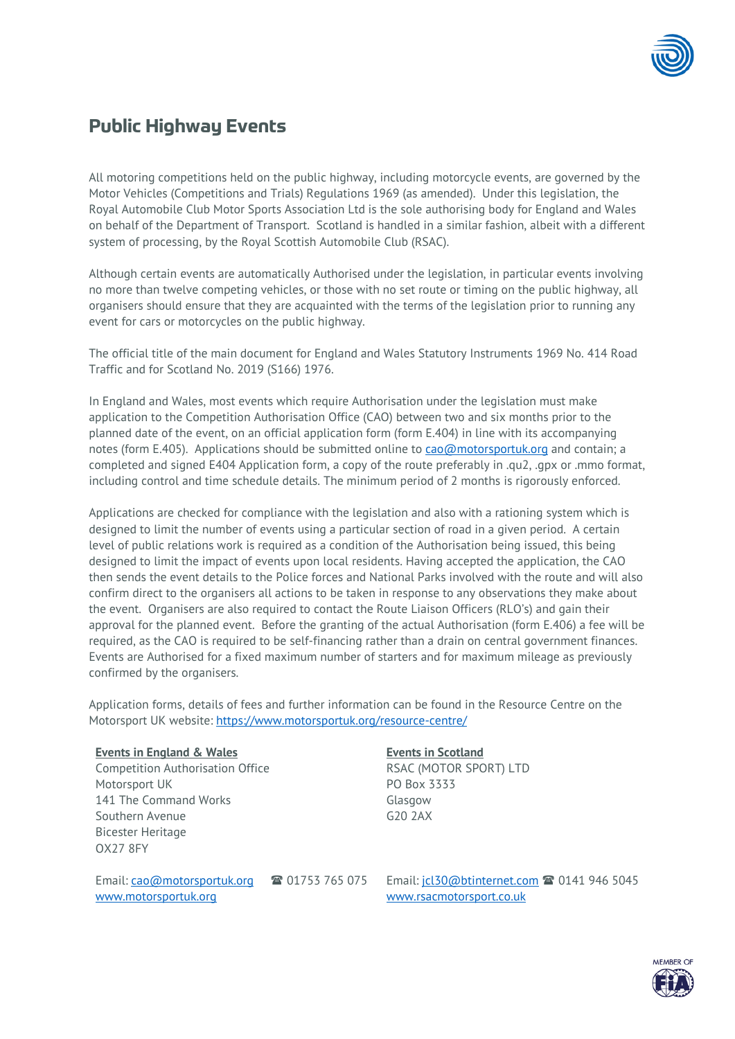# Public Highway Events

All motoring competitions held on the public highway, including motorcycle events, are governed by the Motor Vehicles (Competitions and Trials) Regulations 1969 (as amended). Under this legislation, the Royal Automobile Club Motor Sports Association Ltd is the sole authorising body for England and Wales on behalf of the Department of Transport. Scotland is handled in a similar fashion, albeit with a different system of processing, by the Royal Scottish Automobile Club (RSAC).

Although certain events are automatically Authorised under the legislation, in particular events involving no more than twelve competing vehicles, or those with no set route or timing on the public highway, all organisers should ensure that they are acquainted with the terms of the legislation prior to running any event for cars or motorcycles on the public highway.

The official title of the main document for England and Wales Statutory Instruments 1969 No. 414 Road Traffic and for Scotland No. 2019 (S166) 1976.

In England and Wales, most events which require Authorisation under the legislation must make application to the Competition Authorisation Office (CAO) between two and six months prior to the planned date of the event, on an official application form (form E.404) in line with its accompanying notes (form E.405). Applications should be submitted online to cao@motorsportuk.org and contain; a completed and signed E404 Application form, a copy of the route preferably in .qu2, .gpx or .mmo format, including control and time schedule details. The minimum period of 2 months is rigorously enforced.

Applications are checked for compliance with the legislation and also with a rationing system which is designed to limit the number of events using a particular section of road in a given period. A certain level of public relations work is required as a condition of the Authorisation being issued, this being designed to limit the impact of events upon local residents. Having accepted the application, the CAO then sends the event details to the Police forces and National Parks involved with the route and will also confirm direct to the organisers all actions to be taken in response to any observations they make about the event. Organisers are also required to contact the Route Liaison Officers (RLO's) and gain their approval for the planned event. Before the granting of the actual Authorisation (form E.406) a fee will be required, as the CAO is required to be self-financing rather than a drain on central government finances. Events are Authorised for a fixed maximum number of starters and for maximum mileage as previously confirmed by the organisers.

Application forms, details of fees and further information can be found in the Resource Centre on the Motorsport UK website: https://www.motorsportuk.org/resource-centre/

**Events in England & Wales**

Competition Authorisation Office
Motorsport UK
141 The Command Works
Southern Avenue
Bicester Heritage
OX27 8FY

Email: cao@motorsportuk.org ☎ 01753 765 075
www.motorsportuk.org

**Events in Scotland**

RSAC (MOTOR SPORT) LTD
PO Box 3333
Glasgow
G20 2AX

Email: jcl30@btinternet.com ☎ 0141 946 5045
www.rsacmotorsport.co.uk